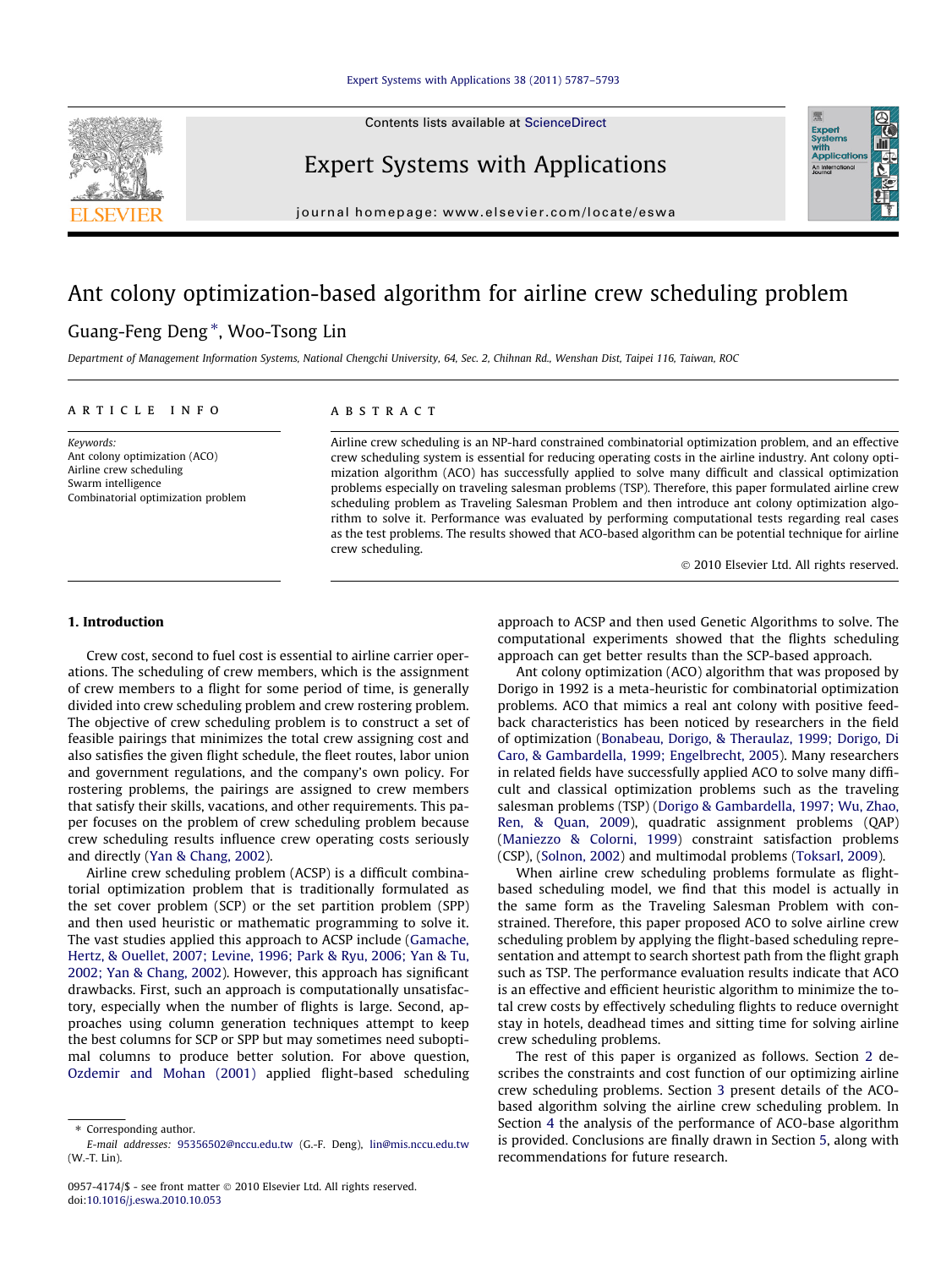# Ant colony optimization-based algorithm for airline crew scheduling problem

Guang-Feng Deng *, Woo-Tsong Lin

Department of Management Information Systems, National Chengchi University, 64, Sec. 2, Chihnan Rd., Wenshan Dist, Taipei 116, Taiwan, ROC

**ARTICLE INFO**

*Keywords:*
Ant colony optimization (ACO)
Airline crew scheduling
Swarm intelligence
Combinatorial optimization problem

**ABSTRACT**

Airline crew scheduling is an NP-hard constrained combinatorial optimization problem, and an effective crew scheduling system is essential for reducing operating costs in the airline industry. Ant colony optimization algorithm (ACO) has successfully applied to solve many difficult and classical optimization problems especially on traveling salesman problems (TSP). Therefore, this paper formulated airline crew scheduling problem as Traveling Salesman Problem and then introduce ant colony optimization algorithm to solve it. Performance was evaluated by performing computational tests regarding real cases as the test problems. The results showed that ACO-based algorithm can be potential technique for airline crew scheduling.

© 2010 Elsevier Ltd. All rights reserved.

## 1. Introduction

Crew cost, second to fuel cost is essential to airline carrier operations. The scheduling of crew members, which is the assignment of crew members to a flight for some period of time, is generally divided into crew scheduling problem and crew rostering problem. The objective of crew scheduling problem is to construct a set of feasible pairings that minimizes the total crew assigning cost and also satisfies the given flight schedule, the fleet routes, labor union and government regulations, and the company's own policy. For rostering problems, the pairings are assigned to crew members that satisfy their skills, vacations, and other requirements. This paper focuses on the problem of crew scheduling problem because crew scheduling results influence crew operating costs seriously and directly (Yan & Chang, 2002).

Airline crew scheduling problem (ACSP) is a difficult combinatorial optimization problem that is traditionally formulated as the set cover problem (SCP) or the set partition problem (SPP) and then used heuristic or mathematic programming to solve it. The vast studies applied this approach to ACSP include (Gamache, Hertz, & Ouellet, 2007; Levine, 1996; Park & Ryu, 2006; Yan & Tu, 2002; Yan & Chang, 2002). However, this approach has significant drawbacks. First, such an approach is computationally unsatisfactory, especially when the number of flights is large. Second, approaches using column generation techniques attempt to keep the best columns for SCP or SPP but may sometimes need suboptimal columns to produce better solution. For above question, Ozdemir and Mohan (2001) applied flight-based scheduling approach to ACSP and then used Genetic Algorithms to solve. The computational experiments showed that the flights scheduling approach can get better results than the SCP-based approach.

Ant colony optimization (ACO) algorithm that was proposed by Dorigo in 1992 is a meta-heuristic for combinatorial optimization problems. ACO that mimics a real ant colony with positive feedback characteristics has been noticed by researchers in the field of optimization (Bonabeau, Dorigo, & Theraulaz, 1999; Dorigo, Di Caro, & Gambardella, 1999; Engelbrecht, 2005). Many researchers in related fields have successfully applied ACO to solve many difficult and classical optimization problems such as the traveling salesman problems (TSP) (Dorigo & Gambardella, 1997; Wu, Zhao, Ren, & Quan, 2009), quadratic assignment problems (QAP) (Maniezzo & Colorni, 1999) constraint satisfaction problems (CSP), (Solnon, 2002) and multimodal problems (Toksarl, 2009).

When airline crew scheduling problems formulate as flight-based scheduling model, we find that this model is actually in the same form as the Traveling Salesman Problem with constrained. Therefore, this paper proposed ACO to solve airline crew scheduling problem by applying the flight-based scheduling representation and attempt to search shortest path from the flight graph such as TSP. The performance evaluation results indicate that ACO is an effective and efficient heuristic algorithm to minimize the total crew costs by effectively scheduling flights to reduce overnight stay in hotels, deadhead times and sitting time for solving airline crew scheduling problems.

The rest of this paper is organized as follows. Section 2 describes the constraints and cost function of our optimizing airline crew scheduling problems. Section 3 present details of the ACO-based algorithm solving the airline crew scheduling problem. In Section 4 the analysis of the performance of ACO-base algorithm is provided. Conclusions are finally drawn in Section 5, along with recommendations for future research.

* Corresponding author.
E-mail addresses: 95356502@nccu.edu.tw (G.-F. Deng), lin@mis.nccu.edu.tw (W.-T. Lin).

0957-4174/$ - see front matter © 2010 Elsevier Ltd. All rights reserved.
doi:10.1016/j.eswa.2010.10.053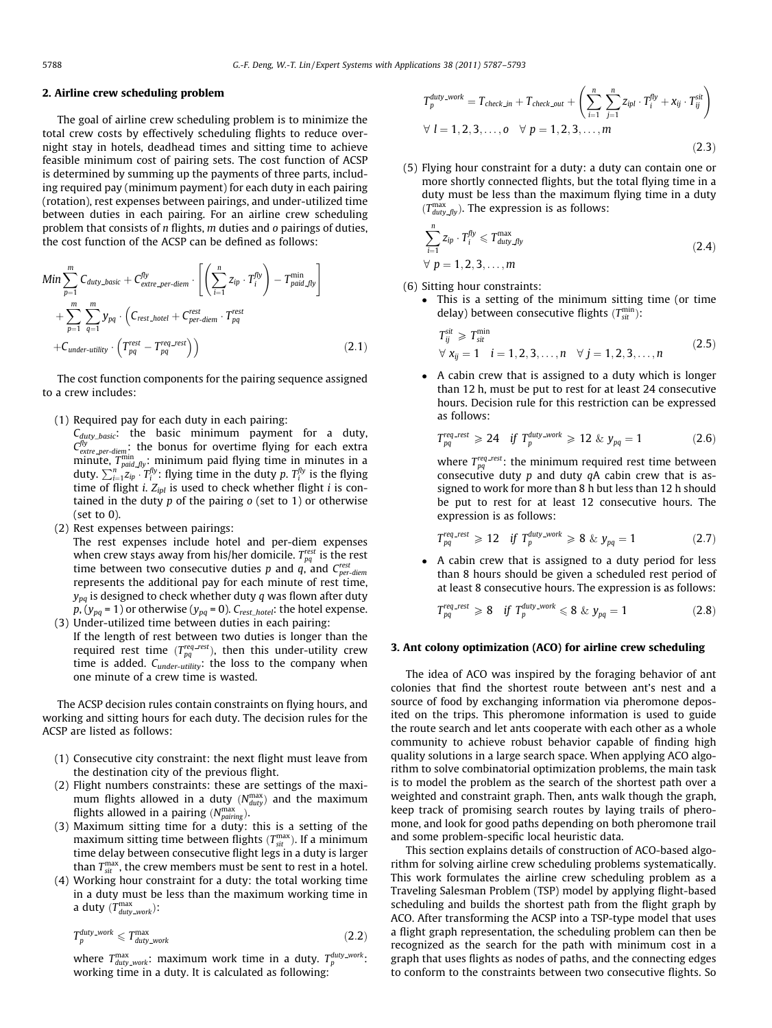## 2. Airline crew scheduling problem

The goal of airline crew scheduling problem is to minimize the total crew costs by effectively scheduling flights to reduce overnight stay in hotels, deadhead times and sitting time to achieve feasible minimum cost of pairing sets. The cost function of ACSP is determined by summing up the payments of three parts, including required pay (minimum payment) for each duty in each pairing (rotation), rest expenses between pairings, and under-utilized time between duties in each pairing. For an airline crew scheduling problem that consists of *n* flights, *m* duties and *o* pairings of duties, the cost function of the ACSP can be defined as follows:

$$
\begin{aligned}
Min \sum_{p=1}^{m} C_{duty\_basic} + C^{fly}_{extre\_per\text{-}diem} \cdot \left[ \left( \sum_{i=1}^{n} z_{ip} \cdot T^{fly}_{i} \right) - T^{\min}_{paid\_fly} \right] \\
+ \sum_{p=1}^{m} \sum_{q=1}^{m} y_{pq} \cdot \Big( C_{rest\_hotel} + C^{rest}_{per\text{-}diem} \cdot T^{rest}_{pq} \\
+ C_{under\text{-}utility} \cdot \left( T^{rest}_{pq} - T^{req\_rest}_{pq} \right) \Big)
\end{aligned} \tag{2.1}
$$

The cost function components for the pairing sequence assigned to a crew includes:

(1) Required pay for each duty in each pairing:
$C_{duty\_basic}$: the basic minimum payment for a duty, $C^{fly}_{extre\_per\text{-}diem}$: the bonus for overtime flying for each extra minute, $T^{\min}_{paid\_fly}$: minimum paid flying time in minutes in a duty. $\sum_{i=1}^{n} z_{ip} \cdot T^{fly}_{i}$: flying time in the duty *p*. $T^{fly}_{i}$ is the flying time of flight *i*. $Z_{ipl}$ is used to check whether flight *i* is contained in the duty *p* of the pairing *o* (set to 1) or otherwise (set to 0).

(2) Rest expenses between pairings:
The rest expenses include hotel and per-diem expenses when crew stays away from his/her domicile. $T^{rest}_{pq}$ is the rest time between two consecutive duties *p* and *q*, and $C^{rest}_{per\text{-}diem}$ represents the additional pay for each minute of rest time, $y_{pq}$ is designed to check whether duty *q* was flown after duty *p*, ($y_{pq}$ = 1) or otherwise ($y_{pq}$ = 0). $C_{rest\_hotel}$: the hotel expense.

(3) Under-utilized time between duties in each pairing:
If the length of rest between two duties is longer than the required rest time ($T^{req\_rest}_{pq}$), then this under-utility crew time is added. $C_{under\text{-}utility}$: the loss to the company when one minute of a crew time is wasted.

The ACSP decision rules contain constraints on flying hours, and working and sitting hours for each duty. The decision rules for the ACSP are listed as follows:

(1) Consecutive city constraint: the next flight must leave from the destination city of the previous flight.

(2) Flight numbers constraints: these are settings of the maximum flights allowed in a duty ($N^{\max}_{duty}$) and the maximum flights allowed in a pairing ($N^{\max}_{pairing}$).

(3) Maximum sitting time for a duty: this is a setting of the maximum sitting time between flights ($T^{\max}_{sit}$). If a minimum time delay between consecutive flight legs in a duty is larger than $T^{\max}_{sit}$, the crew members must be sent to rest in a hotel.

(4) Working hour constraint for a duty: the total working time in a duty must be less than the maximum working time in a duty ($T^{\max}_{duty\_work}$):

$$
T^{duty\_work}_{p} \leqslant T^{\max}_{duty\_work} \tag{2.2}
$$

where $T^{\max}_{duty\_work}$: maximum work time in a duty. $T^{duty\_work}_{p}$: working time in a duty. It is calculated as following:

$$
\begin{aligned}
T^{duty\_work}_{p} = T_{check\_in} + T_{check\_out} + \left( \sum_{i=1}^{n} \sum_{j=1}^{n} z_{ipl} \cdot T^{fly}_{i} + x_{ij} \cdot T^{sit}_{ij} \right) \\
\forall\ l = 1, 2, 3, \ldots, o \quad \forall\ p = 1, 2, 3, \ldots, m
\end{aligned} \tag{2.3}
$$

(5) Flying hour constraint for a duty: a duty can contain one or more shortly connected flights, but the total flying time in a duty must be less than the maximum flying time in a duty ($T^{\max}_{duty\_fly}$). The expression is as follows:

$$
\begin{aligned}
\sum_{i=1}^{n} z_{ip} \cdot T^{fly}_{i} \leqslant T^{\max}_{duty\_fly} \\
\forall\ p = 1, 2, 3, \ldots, m
\end{aligned} \tag{2.4}
$$

(6) Sitting hour constraints:

- This is a setting of the minimum sitting time (or time delay) between consecutive flights ($T^{\min}_{sit}$):

$$
\begin{aligned}
T^{sit}_{ij} \geqslant T^{\min}_{sit} \\
\forall\ x_{ij} = 1 \quad i = 1, 2, 3, \ldots, n \quad \forall\ j = 1, 2, 3, \ldots, n
\end{aligned} \tag{2.5}
$$

- A cabin crew that is assigned to a duty which is longer than 12 h, must be put to rest for at least 24 consecutive hours. Decision rule for this restriction can be expressed as follows:

$$
T^{req\_rest}_{pq} \geqslant 24 \quad if\ T^{duty\_work}_{p} \geqslant 12\ \&\ y_{pq} = 1 \tag{2.6}
$$

where $T^{req\_rest}_{pq}$: the minimum required rest time between consecutive duty *p* and duty *q*A cabin crew that is assigned to work for more than 8 h but less than 12 h should be put to rest for at least 12 consecutive hours. The expression is as follows:

$$
T^{req\_rest}_{pq} \geqslant 12 \quad if\ T^{duty\_work}_{p} \geqslant 8\ \&\ y_{pq} = 1 \tag{2.7}
$$

- A cabin crew that is assigned to a duty period for less than 8 hours should be given a scheduled rest period of at least 8 consecutive hours. The expression is as follows:

$$
T^{req\_rest}_{pq} \geqslant 8 \quad if\ T^{duty\_work}_{p} \leqslant 8\ \&\ y_{pq} = 1 \tag{2.8}
$$

## 3. Ant colony optimization (ACO) for airline crew scheduling

The idea of ACO was inspired by the foraging behavior of ant colonies that find the shortest route between ant's nest and a source of food by exchanging information via pheromone deposited on the trips. This pheromone information is used to guide the route search and let ants cooperate with each other as a whole community to achieve robust behavior capable of finding high quality solutions in a large search space. When applying ACO algorithm to solve combinatorial optimization problems, the main task is to model the problem as the search of the shortest path over a weighted and constraint graph. Then, ants walk though the graph, keep track of promising search routes by laying trails of pheromone, and look for good paths depending on both pheromone trail and some problem-specific local heuristic data.

This section explains details of construction of ACO-based algorithm for solving airline crew scheduling problems systematically. This work formulates the airline crew scheduling problem as a Traveling Salesman Problem (TSP) model by applying flight-based scheduling and builds the shortest path from the flight graph by ACO. After transforming the ACSP into a TSP-type model that uses a flight graph representation, the scheduling problem can then be recognized as the search for the path with minimum cost in a graph that uses flights as nodes of paths, and the connecting edges to conform to the constraints between two consecutive flights. So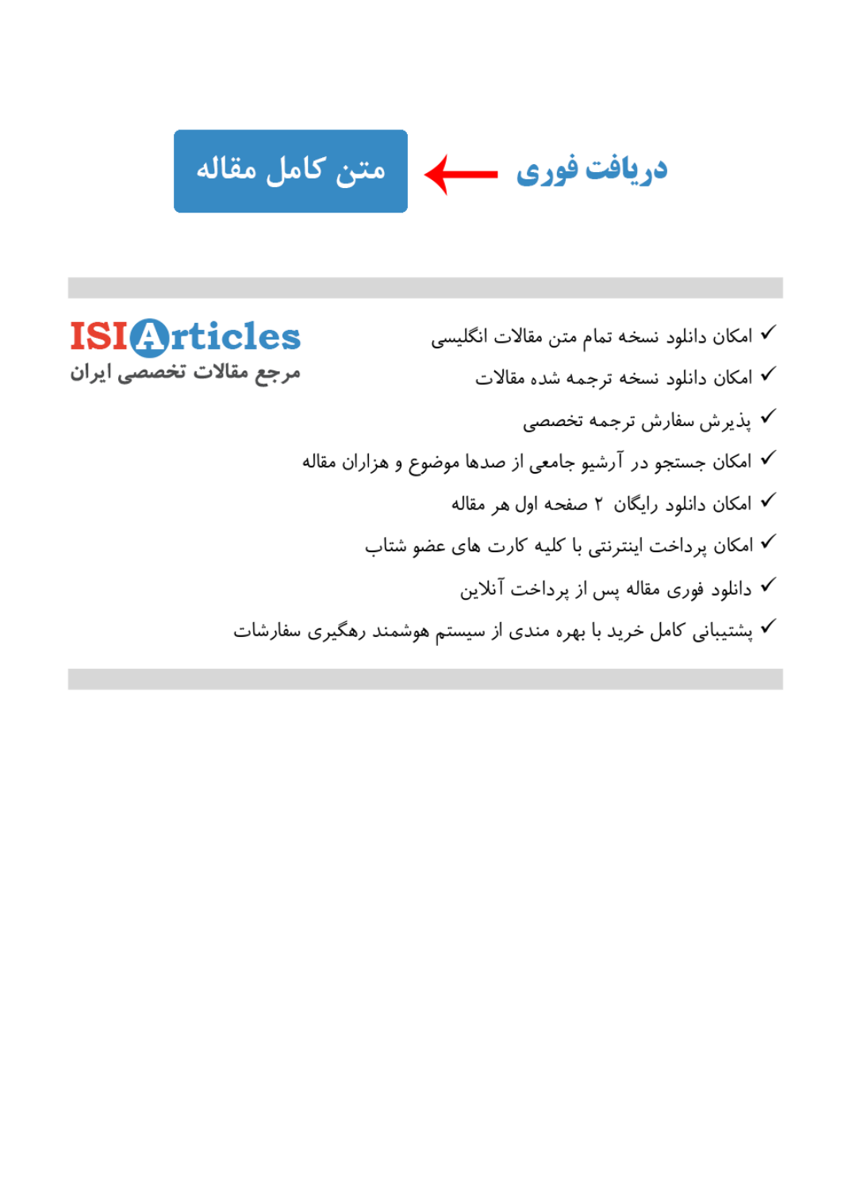متن کامل مقاله ← دریافت فوری

ISIArticles

مرجع مقالات تخصصی ایران

- ✓ امکان دانلود نسخه تمام متن مقالات انگلیسی
- ✓ امکان دانلود نسخه ترجمه شده مقالات
- ✓ پذیرش سفارش ترجمه تخصصی
- ✓ امکان جستجو در آرشیو جامعی از صدها موضوع و هزاران مقاله
- ✓ امکان دانلود رایگان ۲ صفحه اول هر مقاله
- ✓ امکان پرداخت اینترنتی با کلیه کارت های عضو شتاب
- ✓ دانلود فوری مقاله پس از پرداخت آنلاین
- ✓ پشتیبانی کامل خرید با بهره مندی از سیستم هوشمند رهگیری سفارشات